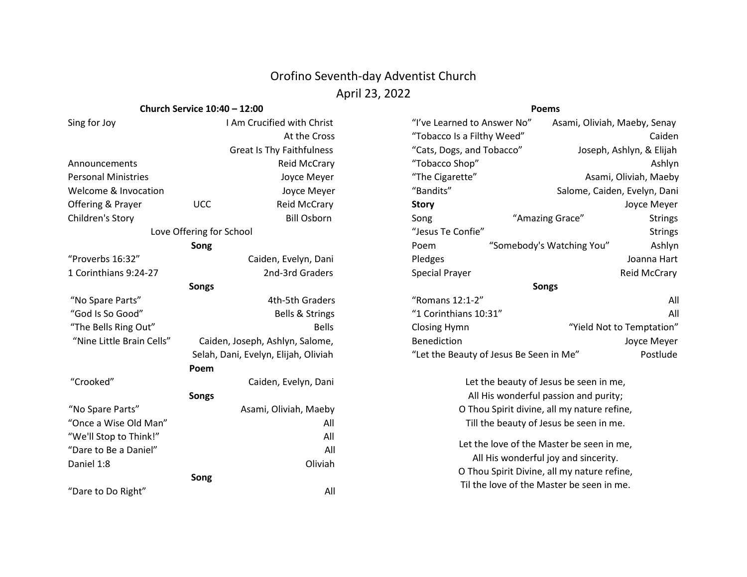# Orofino Seventh-day Adventist Church

## April 23, 2022

**Church Service 10:40 – 12:00**

| | | |
|---|---|---|
| Sing for Joy | | I Am Crucified with Christ |
| | | At the Cross |
| | | Great Is Thy Faithfulness |
| Announcements | | Reid McCrary |
| Personal Ministries | | Joyce Meyer |
| Welcome & Invocation | | Joyce Meyer |
| Offering & Prayer | UCC | Reid McCrary |
| Children's Story | | Bill Osborn |

Love Offering for School

**Song**

| | |
|---|---|
| "Proverbs 16:32" | Caiden, Evelyn, Dani |
| 1 Corinthians 9:24-27 | 2nd-3rd Graders |

**Songs**

| | |
|---|---|
| "No Spare Parts" | 4th-5th Graders |
| "God Is So Good" | Bells & Strings |
| "The Bells Ring Out" | Bells |
| "Nine Little Brain Cells" | Caiden, Joseph, Ashlyn, Salome, Selah, Dani, Evelyn, Elijah, Oliviah |

**Poem**

| | |
|---|---|
| "Crooked" | Caiden, Evelyn, Dani |

**Songs**

| | |
|---|---|
| "No Spare Parts" | Asami, Oliviah, Maeby |
| "Once a Wise Old Man" | All |
| "We'll Stop to Think!" | All |
| "Dare to Be a Daniel" | All |
| Daniel 1:8 | Oliviah |

**Song**

| | |
|---|---|
| "Dare to Do Right" | All |

**Poems**

| | | |
|---|---|---|
| "I've Learned to Answer No" | | Asami, Oliviah, Maeby, Senay |
| "Tobacco Is a Filthy Weed" | | Caiden |
| "Cats, Dogs, and Tobacco" | | Joseph, Ashlyn, & Elijah |
| "Tobacco Shop" | | Ashlyn |
| "The Cigarette" | | Asami, Oliviah, Maeby |
| "Bandits" | | Salome, Caiden, Evelyn, Dani |
| **Story** | | Joyce Meyer |
| Song | "Amazing Grace" | Strings |
| "Jesus Te Confie" | | Strings |
| Poem | "Somebody's Watching You" | Ashlyn |
| Pledges | | Joanna Hart |
| Special Prayer | | Reid McCrary |

**Songs**

| | |
|---|---|
| "Romans 12:1-2" | All |
| "1 Corinthians 10:31" | All |
| Closing Hymn | "Yield Not to Temptation" |
| Benediction | Joyce Meyer |
| "Let the Beauty of Jesus Be Seen in Me" | Postlude |

Let the beauty of Jesus be seen in me,
All His wonderful passion and purity;
O Thou Spirit divine, all my nature refine,
Till the beauty of Jesus be seen in me.

Let the love of the Master be seen in me,
All His wonderful joy and sincerity.
O Thou Spirit Divine, all my nature refine,
Til the love of the Master be seen in me.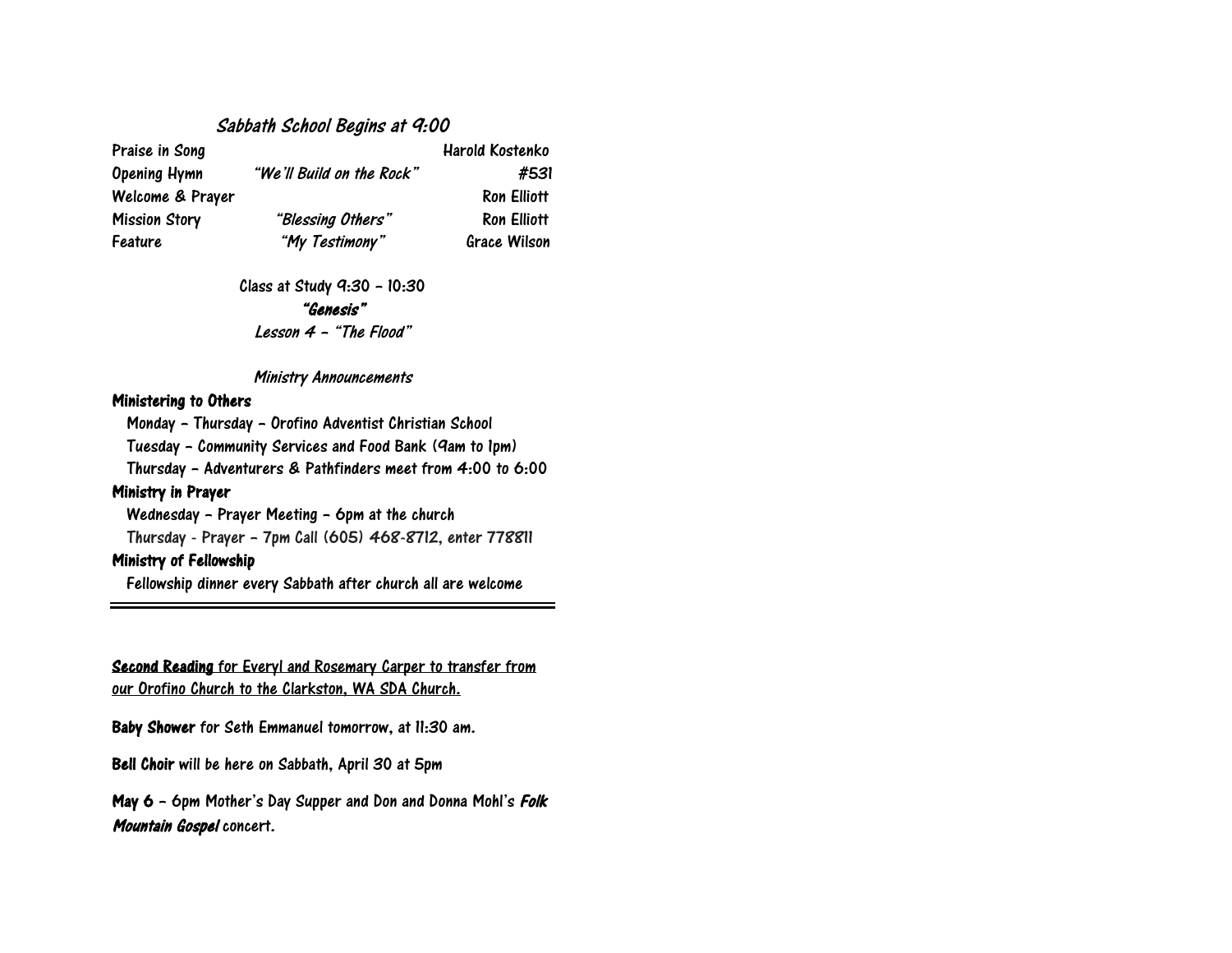## *Sabbath School Begins at 9:00*

| | | |
|---|---|---|
| Praise in Song | | Harold Kostenko |
| Opening Hymn | *"We'll Build on the Rock"* | #531 |
| Welcome & Prayer | | Ron Elliott |
| Mission Story | *"Blessing Others"* | Ron Elliott |
| Feature | *"My Testimony"* | Grace Wilson |

Class at Study 9:30 – 10:30

***"Genesis"***

*Lesson 4 – "The Flood"*

*Ministry Announcements*

**Ministering to Others**

Monday – Thursday – Orofino Adventist Christian School

Tuesday – Community Services and Food Bank (9am to 1pm)

Thursday – Adventurers & Pathfinders meet from 4:00 to 6:00

**Ministry in Prayer**

Wednesday – Prayer Meeting – 6pm at the church

Thursday - Prayer – 7pm Call (605) 468-8712, enter 778811

**Ministry of Fellowship**

Fellowship dinner every Sabbath after church all are welcome

---

**Second Reading** for Everyl and Rosemary Carper to transfer from our Orofino Church to the Clarkston, WA SDA Church.

**Baby Shower** for Seth Emmanuel tomorrow, at 11:30 am.

**Bell Choir** will be here on Sabbath, April 30 at 5pm

**May 6** – 6pm Mother's Day Supper and Don and Donna Mohl's ***Folk Mountain Gospel*** concert.